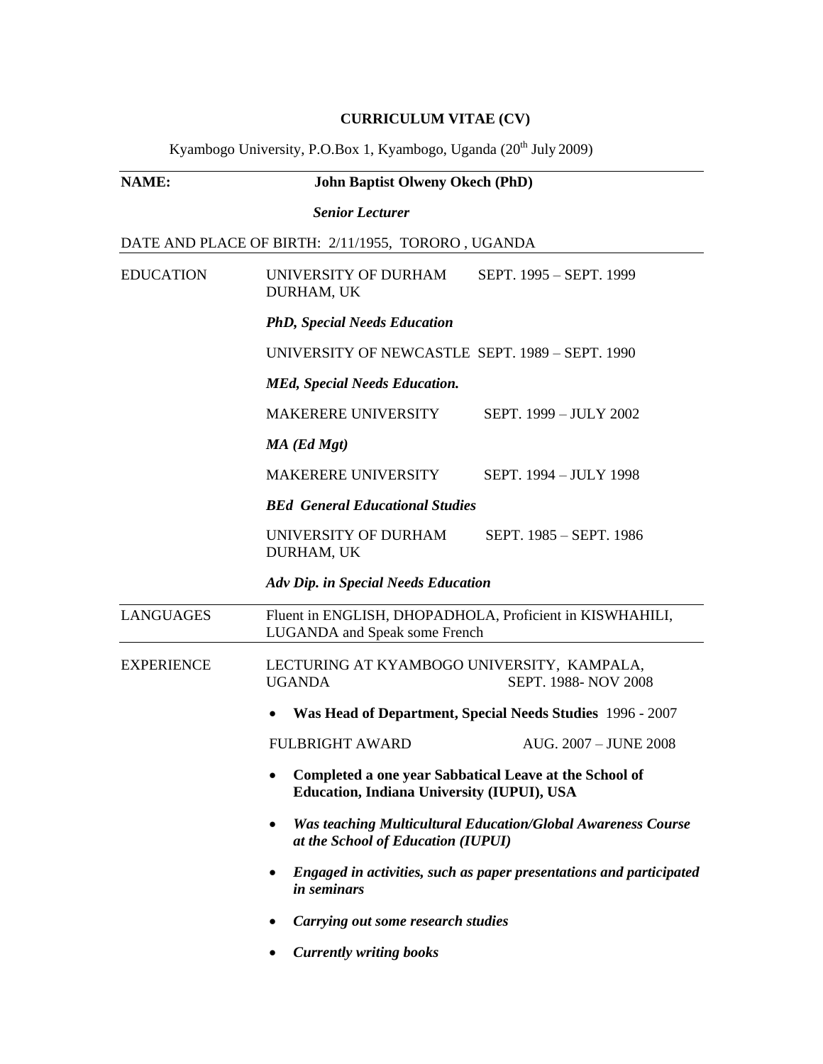# CURRICULUM VITAE (CV)

Kyambogo University, P.O.Box 1, Kyambogo, Uganda (20th July 2009)

---

**NAME:** **John Baptist Olweny Okech (PhD)**

***Senior Lecturer***

DATE AND PLACE OF BIRTH: 2/11/1955, TORORO , UGANDA

---

## EDUCATION

UNIVERSITY OF DURHAM, DURHAM, UK — SEPT. 1995 – SEPT. 1999

***PhD, Special Needs Education***

UNIVERSITY OF NEWCASTLE — SEPT. 1989 – SEPT. 1990

***MEd, Special Needs Education.***

MAKERERE UNIVERSITY — SEPT. 1999 – JULY 2002

***MA (Ed Mgt)***

MAKERERE UNIVERSITY — SEPT. 1994 – JULY 1998

***BEd General Educational Studies***

UNIVERSITY OF DURHAM, DURHAM, UK — SEPT. 1985 – SEPT. 1986

***Adv Dip. in Special Needs Education***

---

## LANGUAGES

Fluent in ENGLISH, DHOPADHOLA, Proficient in KISWHAHILI, LUGANDA and Speak some French

---

## EXPERIENCE

LECTURING AT KYAMBOGO UNIVERSITY, KAMPALA, UGANDA — SEPT. 1988- NOV 2008

- **Was Head of Department, Special Needs Studies** 1996 - 2007

FULBRIGHT AWARD — AUG. 2007 – JUNE 2008

- **Completed a one year Sabbatical Leave at the School of Education, Indiana University (IUPUI), USA**
- ***Was teaching Multicultural Education/Global Awareness Course at the School of Education (IUPUI)***
- ***Engaged in activities, such as paper presentations and participated in seminars***
- ***Carrying out some research studies***
- ***Currently writing books***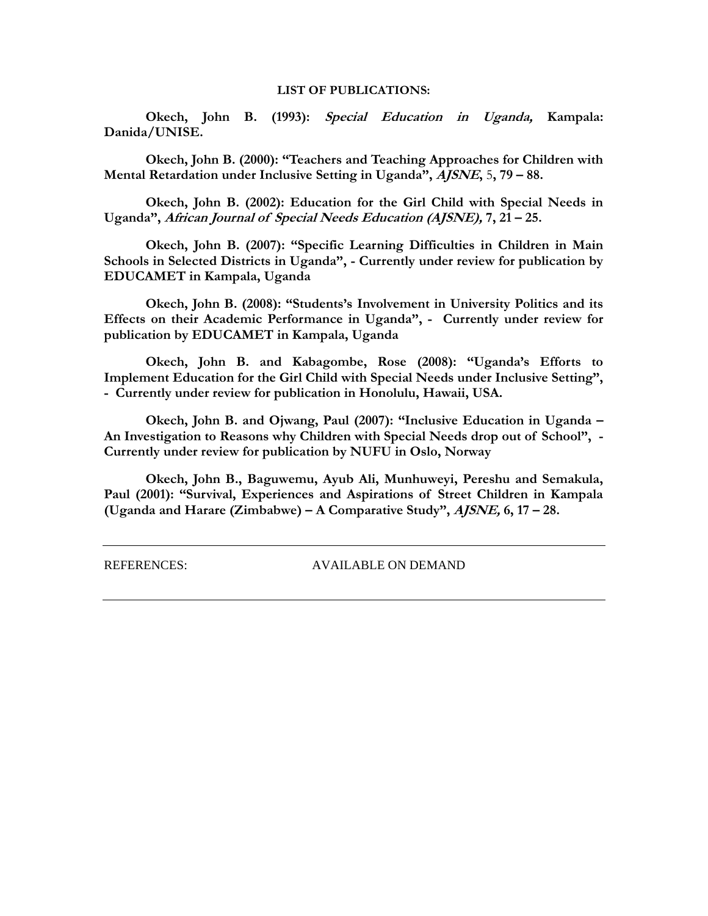**LIST OF PUBLICATIONS:**

**Okech, John B. (1993):** ***Special Education in Uganda,*** **Kampala: Danida/UNISE.**

**Okech, John B. (2000): "Teachers and Teaching Approaches for Children with Mental Retardation under Inclusive Setting in Uganda",** ***AJSNE*****,** 5**, 79 – 88.**

**Okech, John B. (2002): Education for the Girl Child with Special Needs in Uganda",** ***African Journal of Special Needs Education (AJSNE),*** **7, 21 – 25.**

**Okech, John B. (2007): "Specific Learning Difficulties in Children in Main Schools in Selected Districts in Uganda", - Currently under review for publication by EDUCAMET in Kampala, Uganda**

**Okech, John B. (2008): "Students's Involvement in University Politics and its Effects on their Academic Performance in Uganda", - Currently under review for publication by EDUCAMET in Kampala, Uganda**

**Okech, John B. and Kabagombe, Rose (2008): "Uganda's Efforts to Implement Education for the Girl Child with Special Needs under Inclusive Setting", - Currently under review for publication in Honolulu, Hawaii, USA.**

**Okech, John B. and Ojwang, Paul (2007): "Inclusive Education in Uganda – An Investigation to Reasons why Children with Special Needs drop out of School", - Currently under review for publication by NUFU in Oslo, Norway**

**Okech, John B., Baguwemu, Ayub Ali, Munhuweyi, Pereshu and Semakula, Paul (2001): "Survival, Experiences and Aspirations of Street Children in Kampala (Uganda and Harare (Zimbabwe) – A Comparative Study",** ***AJSNE,*** **6, 17 – 28.**

---

REFERENCES: AVAILABLE ON DEMAND

---